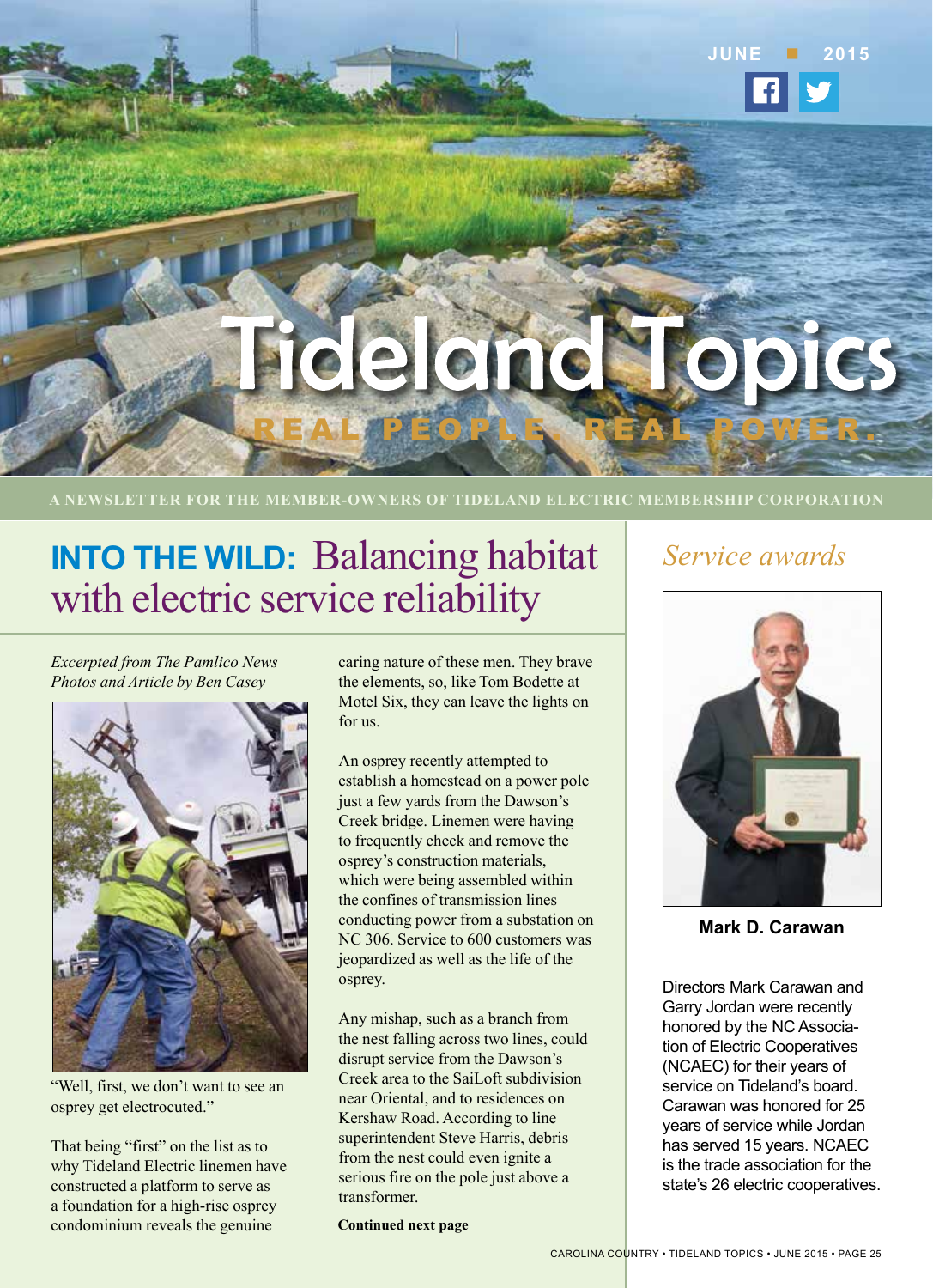JUNE 2015

# Tideland Topics

REAL PEOPLE. REAL POWER.

A NEWSLETTER FOR THE MEMBER-OWNERS OF TIDELAND ELECTRIC MEMBERSHIP CORPORATION

## INTO THE WILD: Balancing habitat with electric service reliability

*Excerpted from The Pamlico News*
*Photos and Article by Ben Casey*

"Well, first, we don't want to see an osprey get electrocuted."

That being "first" on the list as to why Tideland Electric linemen have constructed a platform to serve as a foundation for a high-rise osprey condominium reveals the genuine caring nature of these men. They brave the elements, so, like Tom Bodette at Motel Six, they can leave the lights on for us.

An osprey recently attempted to establish a homestead on a power pole just a few yards from the Dawson's Creek bridge. Linemen were having to frequently check and remove the osprey's construction materials, which were being assembled within the confines of transmission lines conducting power from a substation on NC 306. Service to 600 customers was jeopardized as well as the life of the osprey.

Any mishap, such as a branch from the nest falling across two lines, could disrupt service from the Dawson's Creek area to the SaiLoft subdivision near Oriental, and to residences on Kershaw Road. According to line superintendent Steve Harris, debris from the nest could even ignite a serious fire on the pole just above a transformer.

**Continued next page**

## *Service awards*

**Mark D. Carawan**

Directors Mark Carawan and Garry Jordan were recently honored by the NC Association of Electric Cooperatives (NCAEC) for their years of service on Tideland's board. Carawan was honored for 25 years of service while Jordan has served 15 years. NCAEC is the trade association for the state's 26 electric cooperatives.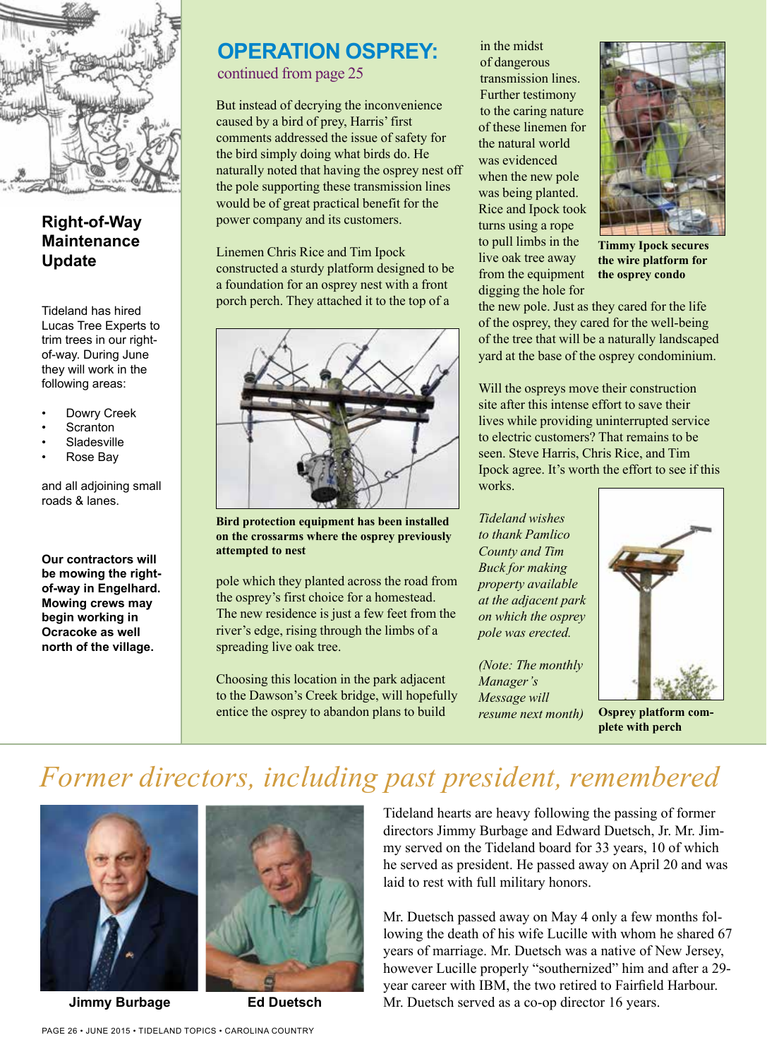## Right-of-Way Maintenance Update

Tideland has hired Lucas Tree Experts to trim trees in our right-of-way. During June they will work in the following areas:

- Dowry Creek
- Scranton
- Sladesville
- Rose Bay

and all adjoining small roads & lanes.

**Our contractors will be mowing the right-of-way in Engelhard. Mowing crews may begin working in Ocracoke as well north of the village.**

## OPERATION OSPREY:

continued from page 25

But instead of decrying the inconvenience caused by a bird of prey, Harris' first comments addressed the issue of safety for the bird simply doing what birds do. He naturally noted that having the osprey nest off the pole supporting these transmission lines would be of great practical benefit for the power company and its customers.

Linemen Chris Rice and Tim Ipock constructed a sturdy platform designed to be a foundation for an osprey nest with a front porch perch. They attached it to the top of a pole which they planted across the road from the osprey's first choice for a homestead. The new residence is just a few feet from the river's edge, rising through the limbs of a spreading live oak tree.

**Bird protection equipment has been installed on the crossarms where the osprey previously attempted to nest**

Choosing this location in the park adjacent to the Dawson's Creek bridge, will hopefully entice the osprey to abandon plans to build in the midst of dangerous transmission lines. Further testimony to the caring nature of these linemen for the natural world was evidenced when the new pole was being planted. Rice and Ipock took turns using a rope to pull limbs in the live oak tree away from the equipment digging the hole for the new pole. Just as they cared for the life of the osprey, they cared for the well-being of the tree that will be a naturally landscaped yard at the base of the osprey condominium.

**Timmy Ipock secures the wire platform for the osprey condo**

Will the ospreys move their construction site after this intense effort to save their lives while providing uninterrupted service to electric customers? That remains to be seen. Steve Harris, Chris Rice, and Tim Ipock agree. It's worth the effort to see if this works.

*Tideland wishes to thank Pamlico County and Tim Buck for making property available at the adjacent park on which the osprey pole was erected.*

*(Note: The monthly Manager's Message will resume next month)*

**Osprey platform complete with perch**

# *Former directors, including past president, remembered*

**Jimmy Burbage**

**Ed Duetsch**

Tideland hearts are heavy following the passing of former directors Jimmy Burbage and Edward Duetsch, Jr. Mr. Jimmy served on the Tideland board for 33 years, 10 of which he served as president. He passed away on April 20 and was laid to rest with full military honors.

Mr. Duetsch passed away on May 4 only a few months following the death of his wife Lucille with whom he shared 67 years of marriage. Mr. Duetsch was a native of New Jersey, however Lucille properly "southernized" him and after a 29-year career with IBM, the two retired to Fairfield Harbour. Mr. Duetsch served as a co-op director 16 years.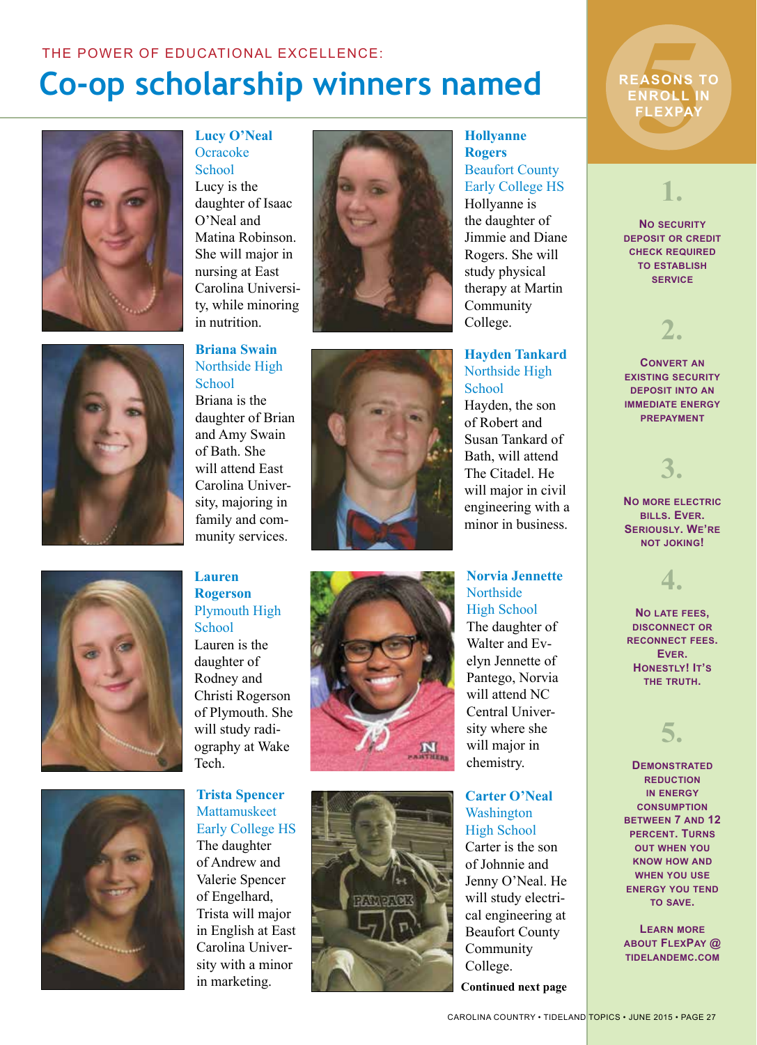THE POWER OF EDUCATIONAL EXCELLENCE:

# Co-op scholarship winners named

**Lucy O'Neal**
Ocracoke School
Lucy is the daughter of Isaac O'Neal and Matina Robinson. She will major in nursing at East Carolina University, while minoring in nutrition.

**Hollyanne Rogers**
Beaufort County Early College HS
Hollyanne is the daughter of Jimmie and Diane Rogers. She will study physical therapy at Martin Community College.

**Briana Swain**
Northside High School
Briana is the daughter of Brian and Amy Swain of Bath. She will attend East Carolina University, majoring in family and community services.

**Hayden Tankard**
Northside High School
Hayden, the son of Robert and Susan Tankard of Bath, will attend The Citadel. He will major in civil engineering with a minor in business.

**Lauren Rogerson**
Plymouth High School
Lauren is the daughter of Rodney and Christi Rogerson of Plymouth. She will study radiography at Wake Tech.

**Norvia Jennette**
Northside High School
The daughter of Walter and Evelyn Jennette of Pantego, Norvia will attend NC Central University where she will major in chemistry.

**Trista Spencer**
Mattamuskeet Early College HS
The daughter of Andrew and Valerie Spencer of Engelhard, Trista will major in English at East Carolina University with a minor in marketing.

**Carter O'Neal**
Washington High School
Carter is the son of Johnnie and Jenny O'Neal. He will study electrical engineering at Beaufort County Community College.

**Continued next page**

## 5 REASONS TO ENROLL IN FLEXPAY

**1.** NO SECURITY DEPOSIT OR CREDIT CHECK REQUIRED TO ESTABLISH SERVICE

**2.** CONVERT AN EXISTING SECURITY DEPOSIT INTO AN IMMEDIATE ENERGY PREPAYMENT

**3.** NO MORE ELECTRIC BILLS. EVER. SERIOUSLY. WE'RE NOT JOKING!

**4.** NO LATE FEES, DISCONNECT OR RECONNECT FEES. EVER. HONESTLY! IT'S THE TRUTH.

**5.** DEMONSTRATED REDUCTION IN ENERGY CONSUMPTION BETWEEN 7 AND 12 PERCENT. TURNS OUT WHEN YOU KNOW HOW AND WHEN YOU USE ENERGY YOU TEND TO SAVE.

LEARN MORE ABOUT FLEXPAY @ TIDELANDEMC.COM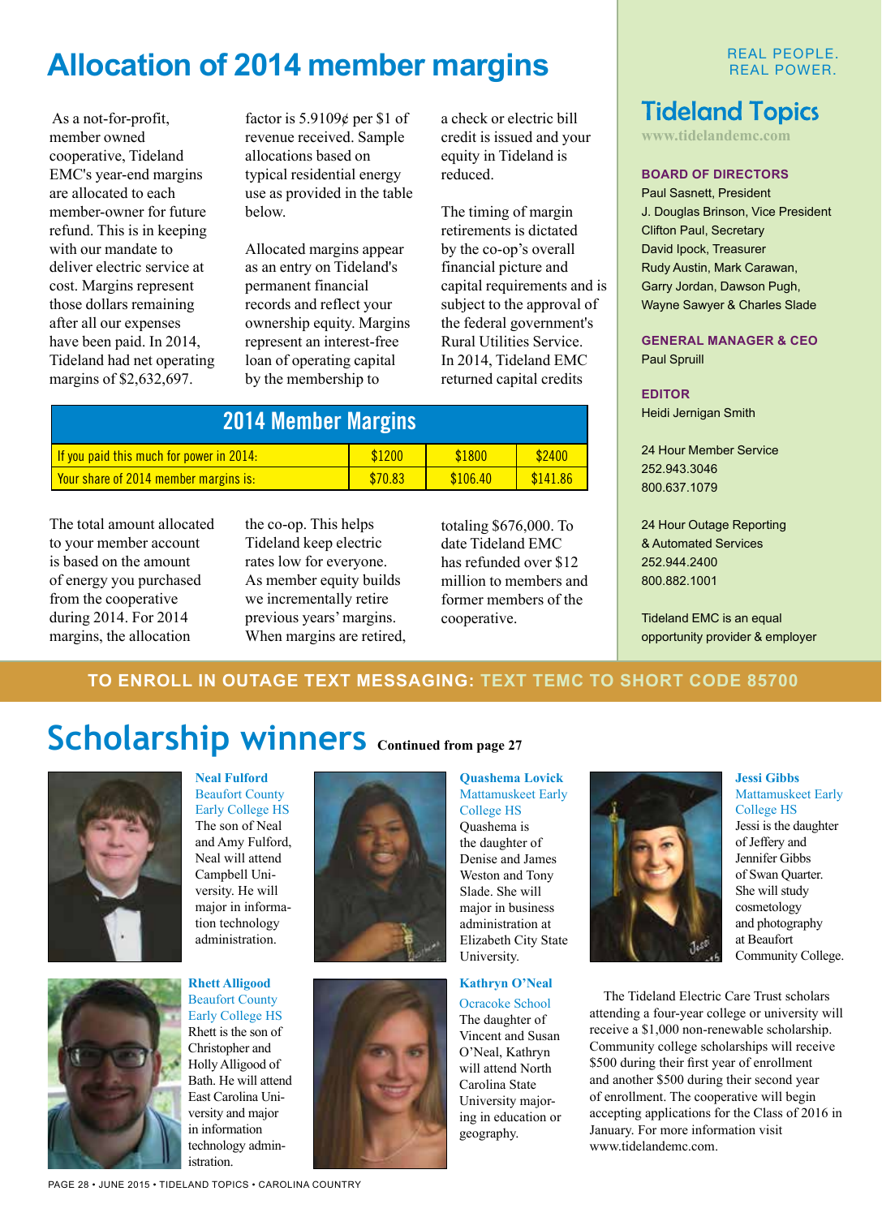# Allocation of 2014 member margins

As a not-for-profit, member owned cooperative, Tideland EMC's year-end margins are allocated to each member-owner for future refund. This is in keeping with our mandate to deliver electric service at cost. Margins represent those dollars remaining after all our expenses have been paid. In 2014, Tideland had net operating margins of $2,632,697.

The total amount allocated to your member account is based on the amount of energy you purchased from the cooperative during 2014. For 2014 margins, the allocation factor is 5.9109¢ per $1 of revenue received. Sample allocations based on typical residential energy use as provided in the table below.

Allocated margins appear as an entry on Tideland's permanent financial records and reflect your ownership equity. Margins represent an interest-free loan of operating capital by the membership to the co-op. This helps Tideland keep electric rates low for everyone. As member equity builds we incrementally retire previous years' margins. When margins are retired, a check or electric bill credit is issued and your equity in Tideland is reduced.

The timing of margin retirements is dictated by the co-op's overall financial picture and capital requirements and is subject to the approval of the federal government's Rural Utilities Service. In 2014, Tideland EMC returned capital credits totaling $676,000. To date Tideland EMC has refunded over $12 million to members and former members of the cooperative.

**2014 Member Margins**

| | | | |
|---|---|---|---|
| If you paid this much for power in 2014: | $1200 | $1800 | $2400 |
| Your share of 2014 member margins is: | $70.83 | $106.40 | $141.86 |

REAL PEOPLE.
REAL POWER.

## Tideland Topics

www.tidelandemc.com

**BOARD OF DIRECTORS**

Paul Sasnett, President
J. Douglas Brinson, Vice President
Clifton Paul, Secretary
David Ipock, Treasurer
Rudy Austin, Mark Carawan, Garry Jordan, Dawson Pugh, Wayne Sawyer & Charles Slade

**GENERAL MANAGER & CEO**

Paul Spruill

**EDITOR**

Heidi Jernigan Smith

24 Hour Member Service
252.943.3046
800.637.1079

24 Hour Outage Reporting & Automated Services
252.944.2400
800.882.1001

Tideland EMC is an equal opportunity provider & employer

**TO ENROLL IN OUTAGE TEXT MESSAGING: TEXT TEMC TO SHORT CODE 85700**

# Scholarship winners

**Continued from page 27**

**Neal Fulford**
Beaufort County Early College HS
The son of Neal and Amy Fulford, Neal will attend Campbell University. He will major in information technology administration.

**Quashema Lovick**
Mattamuskeet Early College HS
Quashema is the daughter of Denise and James Weston and Tony Slade. She will major in business administration at Elizabeth City State University.

**Jessi Gibbs**
Mattamuskeet Early College HS
Jessi is the daughter of Jeffery and Jennifer Gibbs of Swan Quarter. She will study cosmetology and photography at Beaufort Community College.

**Rhett Alligood**
Beaufort County Early College HS
Rhett is the son of Christopher and Holly Alligood of Bath. He will attend East Carolina University and major in information technology administration.

**Kathryn O'Neal**
Ocracoke School
The daughter of Vincent and Susan O'Neal, Kathryn will attend North Carolina State University majoring in education or geography.

The Tideland Electric Care Trust scholars attending a four-year college or university will receive a $1,000 non-renewable scholarship. Community college scholarships will receive $500 during their first year of enrollment and another $500 during their second year of enrollment. The cooperative will begin accepting applications for the Class of 2016 in January. For more information visit www.tidelandemc.com.